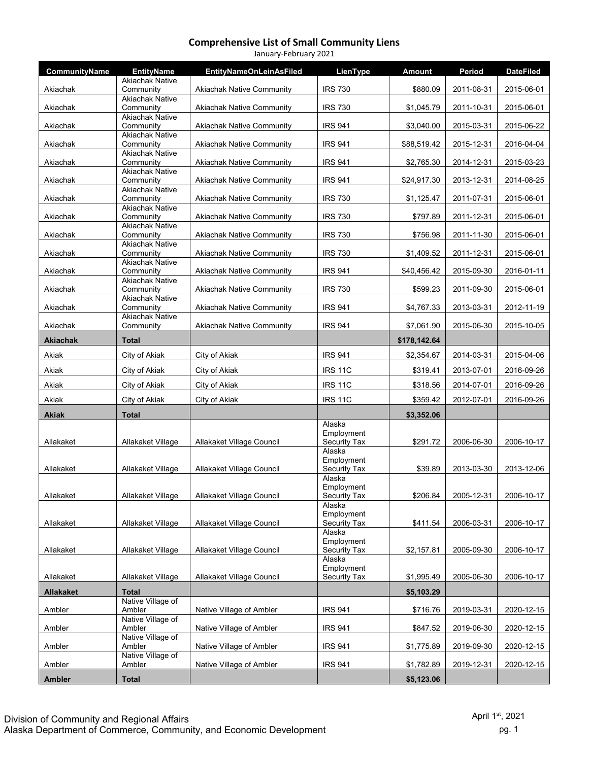# Comprehensive List of Small Community Liens

January-February 2021

| CommunityName | EntityName | EntityNameOnLeinAsFiled | LienType | Amount | Period | DateFiled |
|---|---|---|---|---|---|---|
| Akiachak | Akiachak Native Community | Akiachak Native Community | IRS 730 | $880.09 | 2011-08-31 | 2015-06-01 |
| Akiachak | Akiachak Native Community | Akiachak Native Community | IRS 730 | $1,045.79 | 2011-10-31 | 2015-06-01 |
| Akiachak | Akiachak Native Community | Akiachak Native Community | IRS 941 | $3,040.00 | 2015-03-31 | 2015-06-22 |
| Akiachak | Akiachak Native Community | Akiachak Native Community | IRS 941 | $88,519.42 | 2015-12-31 | 2016-04-04 |
| Akiachak | Akiachak Native Community | Akiachak Native Community | IRS 941 | $2,765.30 | 2014-12-31 | 2015-03-23 |
| Akiachak | Akiachak Native Community | Akiachak Native Community | IRS 941 | $24,917.30 | 2013-12-31 | 2014-08-25 |
| Akiachak | Akiachak Native Community | Akiachak Native Community | IRS 730 | $1,125.47 | 2011-07-31 | 2015-06-01 |
| Akiachak | Akiachak Native Community | Akiachak Native Community | IRS 730 | $797.89 | 2011-12-31 | 2015-06-01 |
| Akiachak | Akiachak Native Community | Akiachak Native Community | IRS 730 | $756.98 | 2011-11-30 | 2015-06-01 |
| Akiachak | Akiachak Native Community | Akiachak Native Community | IRS 730 | $1,409.52 | 2011-12-31 | 2015-06-01 |
| Akiachak | Akiachak Native Community | Akiachak Native Community | IRS 941 | $40,456.42 | 2015-09-30 | 2016-01-11 |
| Akiachak | Akiachak Native Community | Akiachak Native Community | IRS 730 | $599.23 | 2011-09-30 | 2015-06-01 |
| Akiachak | Akiachak Native Community | Akiachak Native Community | IRS 941 | $4,767.33 | 2013-03-31 | 2012-11-19 |
| Akiachak | Akiachak Native Community | Akiachak Native Community | IRS 941 | $7,061.90 | 2015-06-30 | 2015-10-05 |
| **Akiachak** | **Total** | | | **$178,142.64** | | |
| Akiak | City of Akiak | City of Akiak | IRS 941 | $2,354.67 | 2014-03-31 | 2015-04-06 |
| Akiak | City of Akiak | City of Akiak | IRS 11C | $319.41 | 2013-07-01 | 2016-09-26 |
| Akiak | City of Akiak | City of Akiak | IRS 11C | $318.56 | 2014-07-01 | 2016-09-26 |
| Akiak | City of Akiak | City of Akiak | IRS 11C | $359.42 | 2012-07-01 | 2016-09-26 |
| **Akiak** | **Total** | | | **$3,352.06** | | |
| Allakaket | Allakaket Village | Allakaket Village Council | Alaska Employment Security Tax | $291.72 | 2006-06-30 | 2006-10-17 |
| Allakaket | Allakaket Village | Allakaket Village Council | Alaska Employment Security Tax | $39.89 | 2013-03-30 | 2013-12-06 |
| Allakaket | Allakaket Village | Allakaket Village Council | Alaska Employment Security Tax | $206.84 | 2005-12-31 | 2006-10-17 |
| Allakaket | Allakaket Village | Allakaket Village Council | Alaska Employment Security Tax | $411.54 | 2006-03-31 | 2006-10-17 |
| Allakaket | Allakaket Village | Allakaket Village Council | Alaska Employment Security Tax | $2,157.81 | 2005-09-30 | 2006-10-17 |
| Allakaket | Allakaket Village | Allakaket Village Council | Alaska Employment Security Tax | $1,995.49 | 2005-06-30 | 2006-10-17 |
| **Allakaket** | **Total** | | | **$5,103.29** | | |
| Ambler | Native Village of Ambler | Native Village of Ambler | IRS 941 | $716.76 | 2019-03-31 | 2020-12-15 |
| Ambler | Native Village of Ambler | Native Village of Ambler | IRS 941 | $847.52 | 2019-06-30 | 2020-12-15 |
| Ambler | Native Village of Ambler | Native Village of Ambler | IRS 941 | $1,775.89 | 2019-09-30 | 2020-12-15 |
| Ambler | Native Village of Ambler | Native Village of Ambler | IRS 941 | $1,782.89 | 2019-12-31 | 2020-12-15 |
| **Ambler** | **Total** | | | **$5,123.06** | | |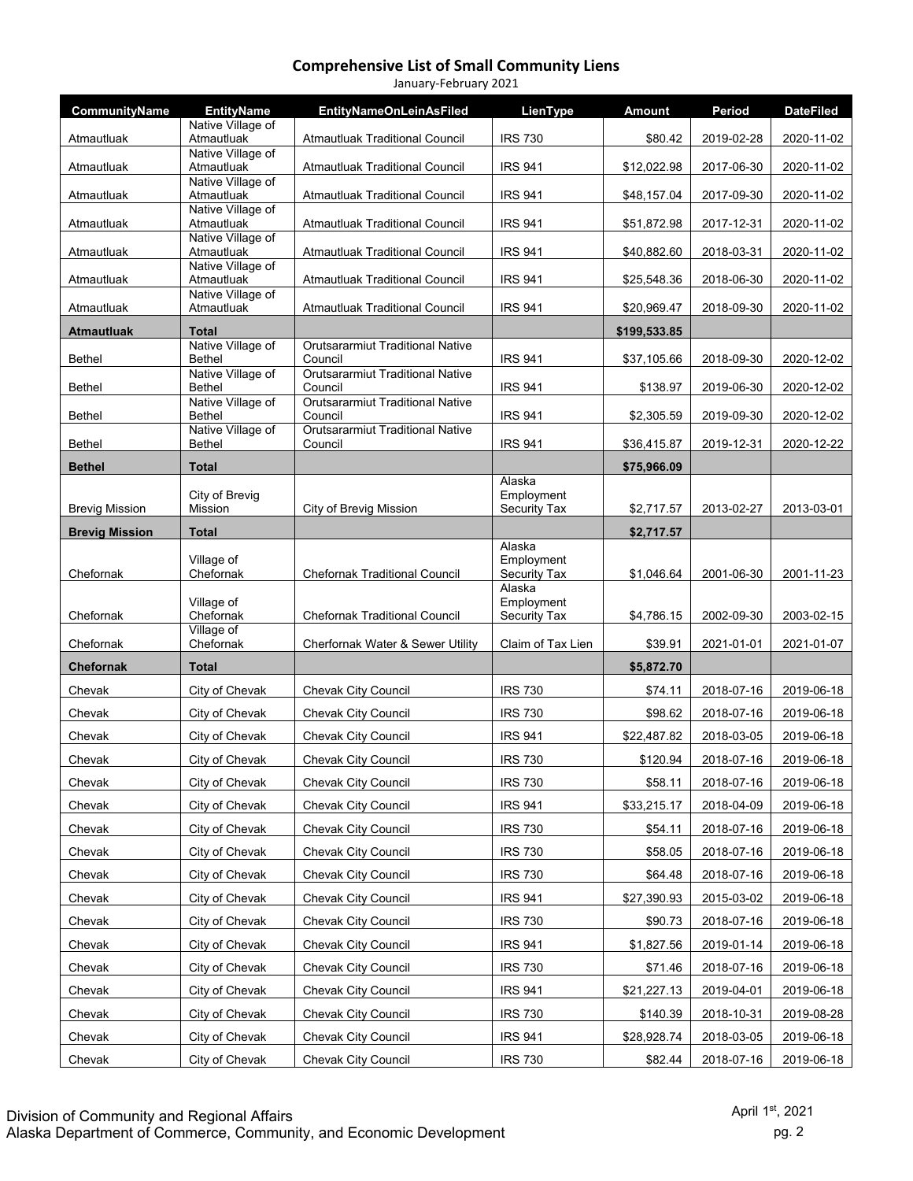# Comprehensive List of Small Community Liens

January-February 2021

| CommunityName | EntityName | EntityNameOnLeinAsFiled | LienType | Amount | Period | DateFiled |
|---|---|---|---|---|---|---|
| Atmautluak | Native Village of Atmautluak | Atmautluak Traditional Council | IRS 730 | $80.42 | 2019-02-28 | 2020-11-02 |
| Atmautluak | Native Village of Atmautluak | Atmautluak Traditional Council | IRS 941 | $12,022.98 | 2017-06-30 | 2020-11-02 |
| Atmautluak | Native Village of Atmautluak | Atmautluak Traditional Council | IRS 941 | $48,157.04 | 2017-09-30 | 2020-11-02 |
| Atmautluak | Native Village of Atmautluak | Atmautluak Traditional Council | IRS 941 | $51,872.98 | 2017-12-31 | 2020-11-02 |
| Atmautluak | Native Village of Atmautluak | Atmautluak Traditional Council | IRS 941 | $40,882.60 | 2018-03-31 | 2020-11-02 |
| Atmautluak | Native Village of Atmautluak | Atmautluak Traditional Council | IRS 941 | $25,548.36 | 2018-06-30 | 2020-11-02 |
| Atmautluak | Native Village of Atmautluak | Atmautluak Traditional Council | IRS 941 | $20,969.47 | 2018-09-30 | 2020-11-02 |
| **Atmautluak** | **Total** | | | **$199,533.85** | | |
| Bethel | Native Village of Bethel | Orutsararmiut Traditional Native Council | IRS 941 | $37,105.66 | 2018-09-30 | 2020-12-02 |
| Bethel | Native Village of Bethel | Orutsararmiut Traditional Native Council | IRS 941 | $138.97 | 2019-06-30 | 2020-12-02 |
| Bethel | Native Village of Bethel | Orutsararmiut Traditional Native Council | IRS 941 | $2,305.59 | 2019-09-30 | 2020-12-02 |
| Bethel | Native Village of Bethel | Orutsararmiut Traditional Native Council | IRS 941 | $36,415.87 | 2019-12-31 | 2020-12-22 |
| **Bethel** | **Total** | | | **$75,966.09** | | |
| Brevig Mission | City of Brevig Mission | City of Brevig Mission | Alaska Employment Security Tax | $2,717.57 | 2013-02-27 | 2013-03-01 |
| **Brevig Mission** | **Total** | | | **$2,717.57** | | |
| Chefornak | Village of Chefornak | Chefornak Traditional Council | Alaska Employment Security Tax | $1,046.64 | 2001-06-30 | 2001-11-23 |
| Chefornak | Village of Chefornak | Chefornak Traditional Council | Alaska Employment Security Tax | $4,786.15 | 2002-09-30 | 2003-02-15 |
| Chefornak | Village of Chefornak | Cherfornak Water & Sewer Utility | Claim of Tax Lien | $39.91 | 2021-01-01 | 2021-01-07 |
| **Chefornak** | **Total** | | | **$5,872.70** | | |
| Chevak | City of Chevak | Chevak City Council | IRS 730 | $74.11 | 2018-07-16 | 2019-06-18 |
| Chevak | City of Chevak | Chevak City Council | IRS 730 | $98.62 | 2018-07-16 | 2019-06-18 |
| Chevak | City of Chevak | Chevak City Council | IRS 941 | $22,487.82 | 2018-03-05 | 2019-06-18 |
| Chevak | City of Chevak | Chevak City Council | IRS 730 | $120.94 | 2018-07-16 | 2019-06-18 |
| Chevak | City of Chevak | Chevak City Council | IRS 730 | $58.11 | 2018-07-16 | 2019-06-18 |
| Chevak | City of Chevak | Chevak City Council | IRS 941 | $33,215.17 | 2018-04-09 | 2019-06-18 |
| Chevak | City of Chevak | Chevak City Council | IRS 730 | $54.11 | 2018-07-16 | 2019-06-18 |
| Chevak | City of Chevak | Chevak City Council | IRS 730 | $58.05 | 2018-07-16 | 2019-06-18 |
| Chevak | City of Chevak | Chevak City Council | IRS 730 | $64.48 | 2018-07-16 | 2019-06-18 |
| Chevak | City of Chevak | Chevak City Council | IRS 941 | $27,390.93 | 2015-03-02 | 2019-06-18 |
| Chevak | City of Chevak | Chevak City Council | IRS 730 | $90.73 | 2018-07-16 | 2019-06-18 |
| Chevak | City of Chevak | Chevak City Council | IRS 941 | $1,827.56 | 2019-01-14 | 2019-06-18 |
| Chevak | City of Chevak | Chevak City Council | IRS 730 | $71.46 | 2018-07-16 | 2019-06-18 |
| Chevak | City of Chevak | Chevak City Council | IRS 941 | $21,227.13 | 2019-04-01 | 2019-06-18 |
| Chevak | City of Chevak | Chevak City Council | IRS 730 | $140.39 | 2018-10-31 | 2019-08-28 |
| Chevak | City of Chevak | Chevak City Council | IRS 941 | $28,928.74 | 2018-03-05 | 2019-06-18 |
| Chevak | City of Chevak | Chevak City Council | IRS 730 | $82.44 | 2018-07-16 | 2019-06-18 |

Division of Community and Regional Affairs
Alaska Department of Commerce, Community, and Economic Development

April 1st, 2021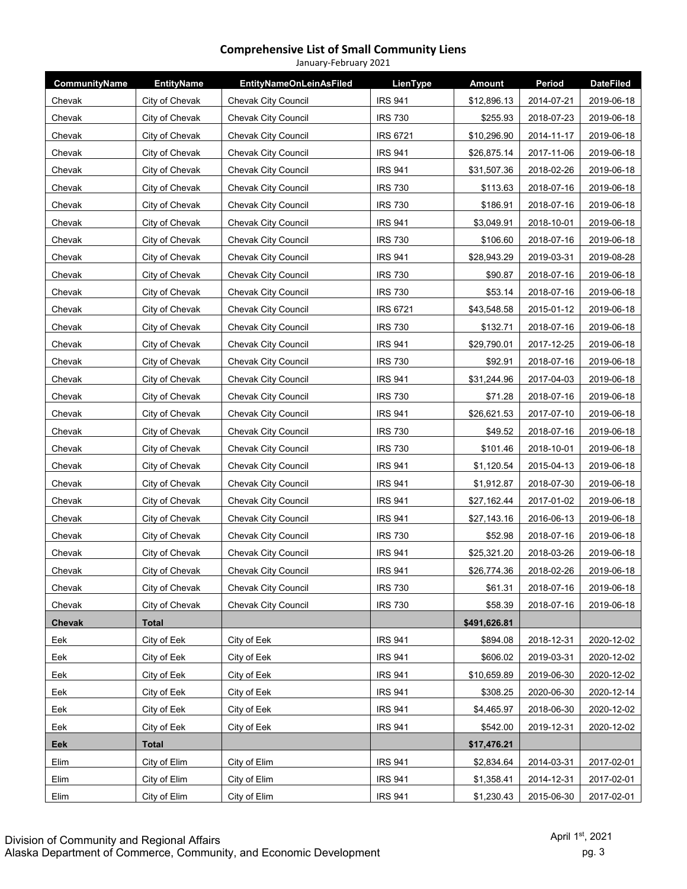# Comprehensive List of Small Community Liens

January-February 2021

| CommunityName | EntityName | EntityNameOnLeinAsFiled | LienType | Amount | Period | DateFiled |
|---|---|---|---|---|---|---|
| Chevak | City of Chevak | Chevak City Council | IRS 941 | $12,896.13 | 2014-07-21 | 2019-06-18 |
| Chevak | City of Chevak | Chevak City Council | IRS 730 | $255.93 | 2018-07-23 | 2019-06-18 |
| Chevak | City of Chevak | Chevak City Council | IRS 6721 | $10,296.90 | 2014-11-17 | 2019-06-18 |
| Chevak | City of Chevak | Chevak City Council | IRS 941 | $26,875.14 | 2017-11-06 | 2019-06-18 |
| Chevak | City of Chevak | Chevak City Council | IRS 941 | $31,507.36 | 2018-02-26 | 2019-06-18 |
| Chevak | City of Chevak | Chevak City Council | IRS 730 | $113.63 | 2018-07-16 | 2019-06-18 |
| Chevak | City of Chevak | Chevak City Council | IRS 730 | $186.91 | 2018-07-16 | 2019-06-18 |
| Chevak | City of Chevak | Chevak City Council | IRS 941 | $3,049.91 | 2018-10-01 | 2019-06-18 |
| Chevak | City of Chevak | Chevak City Council | IRS 730 | $106.60 | 2018-07-16 | 2019-06-18 |
| Chevak | City of Chevak | Chevak City Council | IRS 941 | $28,943.29 | 2019-03-31 | 2019-08-28 |
| Chevak | City of Chevak | Chevak City Council | IRS 730 | $90.87 | 2018-07-16 | 2019-06-18 |
| Chevak | City of Chevak | Chevak City Council | IRS 730 | $53.14 | 2018-07-16 | 2019-06-18 |
| Chevak | City of Chevak | Chevak City Council | IRS 6721 | $43,548.58 | 2015-01-12 | 2019-06-18 |
| Chevak | City of Chevak | Chevak City Council | IRS 730 | $132.71 | 2018-07-16 | 2019-06-18 |
| Chevak | City of Chevak | Chevak City Council | IRS 941 | $29,790.01 | 2017-12-25 | 2019-06-18 |
| Chevak | City of Chevak | Chevak City Council | IRS 730 | $92.91 | 2018-07-16 | 2019-06-18 |
| Chevak | City of Chevak | Chevak City Council | IRS 941 | $31,244.96 | 2017-04-03 | 2019-06-18 |
| Chevak | City of Chevak | Chevak City Council | IRS 730 | $71.28 | 2018-07-16 | 2019-06-18 |
| Chevak | City of Chevak | Chevak City Council | IRS 941 | $26,621.53 | 2017-07-10 | 2019-06-18 |
| Chevak | City of Chevak | Chevak City Council | IRS 730 | $49.52 | 2018-07-16 | 2019-06-18 |
| Chevak | City of Chevak | Chevak City Council | IRS 730 | $101.46 | 2018-10-01 | 2019-06-18 |
| Chevak | City of Chevak | Chevak City Council | IRS 941 | $1,120.54 | 2015-04-13 | 2019-06-18 |
| Chevak | City of Chevak | Chevak City Council | IRS 941 | $1,912.87 | 2018-07-30 | 2019-06-18 |
| Chevak | City of Chevak | Chevak City Council | IRS 941 | $27,162.44 | 2017-01-02 | 2019-06-18 |
| Chevak | City of Chevak | Chevak City Council | IRS 941 | $27,143.16 | 2016-06-13 | 2019-06-18 |
| Chevak | City of Chevak | Chevak City Council | IRS 730 | $52.98 | 2018-07-16 | 2019-06-18 |
| Chevak | City of Chevak | Chevak City Council | IRS 941 | $25,321.20 | 2018-03-26 | 2019-06-18 |
| Chevak | City of Chevak | Chevak City Council | IRS 941 | $26,774.36 | 2018-02-26 | 2019-06-18 |
| Chevak | City of Chevak | Chevak City Council | IRS 730 | $61.31 | 2018-07-16 | 2019-06-18 |
| Chevak | City of Chevak | Chevak City Council | IRS 730 | $58.39 | 2018-07-16 | 2019-06-18 |
| **Chevak** | **Total** | | | **$491,626.81** | | |
| Eek | City of Eek | City of Eek | IRS 941 | $894.08 | 2018-12-31 | 2020-12-02 |
| Eek | City of Eek | City of Eek | IRS 941 | $606.02 | 2019-03-31 | 2020-12-02 |
| Eek | City of Eek | City of Eek | IRS 941 | $10,659.89 | 2019-06-30 | 2020-12-02 |
| Eek | City of Eek | City of Eek | IRS 941 | $308.25 | 2020-06-30 | 2020-12-14 |
| Eek | City of Eek | City of Eek | IRS 941 | $4,465.97 | 2018-06-30 | 2020-12-02 |
| Eek | City of Eek | City of Eek | IRS 941 | $542.00 | 2019-12-31 | 2020-12-02 |
| **Eek** | **Total** | | | **$17,476.21** | | |
| Elim | City of Elim | City of Elim | IRS 941 | $2,834.64 | 2014-03-31 | 2017-02-01 |
| Elim | City of Elim | City of Elim | IRS 941 | $1,358.41 | 2014-12-31 | 2017-02-01 |
| Elim | City of Elim | City of Elim | IRS 941 | $1,230.43 | 2015-06-30 | 2017-02-01 |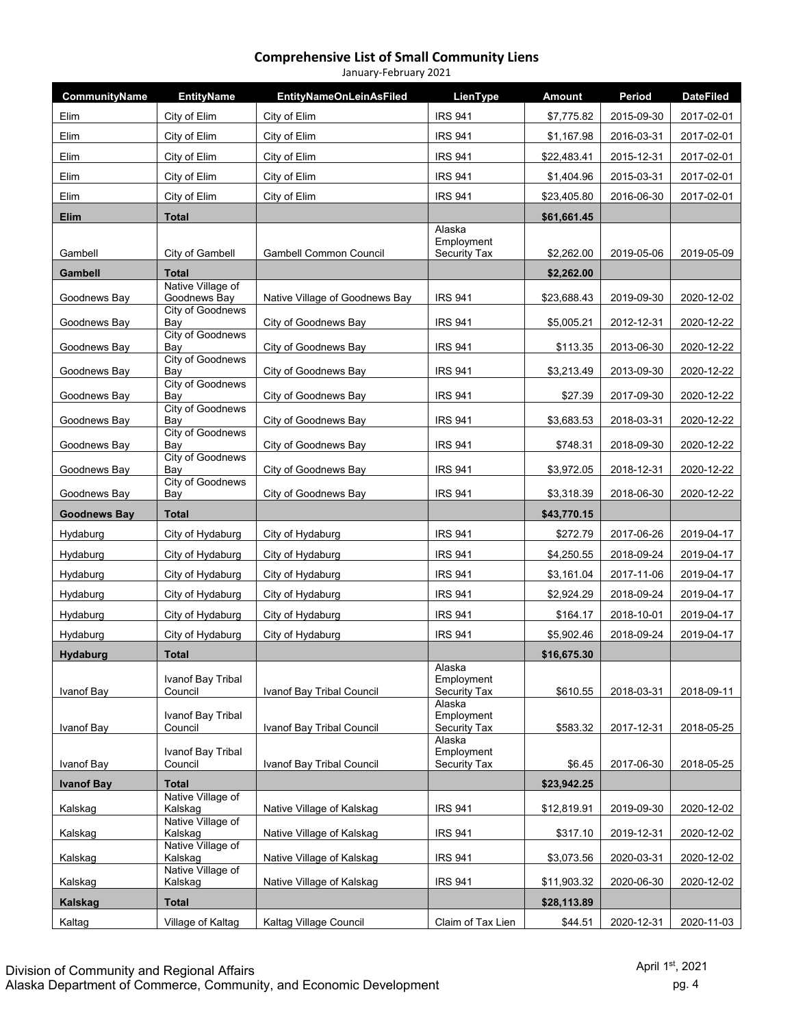## Comprehensive List of Small Community Liens

January-February 2021

| CommunityName | EntityName | EntityNameOnLeinAsFiled | LienType | Amount | Period | DateFiled |
|---|---|---|---|---|---|---|
| Elim | City of Elim | City of Elim | IRS 941 | $7,775.82 | 2015-09-30 | 2017-02-01 |
| Elim | City of Elim | City of Elim | IRS 941 | $1,167.98 | 2016-03-31 | 2017-02-01 |
| Elim | City of Elim | City of Elim | IRS 941 | $22,483.41 | 2015-12-31 | 2017-02-01 |
| Elim | City of Elim | City of Elim | IRS 941 | $1,404.96 | 2015-03-31 | 2017-02-01 |
| Elim | City of Elim | City of Elim | IRS 941 | $23,405.80 | 2016-06-30 | 2017-02-01 |
| **Elim** | **Total** | | | **$61,661.45** | | |
| Gambell | City of Gambell | Gambell Common Council | Alaska Employment Security Tax | $2,262.00 | 2019-05-06 | 2019-05-09 |
| **Gambell** | **Total** | | | **$2,262.00** | | |
| Goodnews Bay | Native Village of Goodnews Bay | Native Village of Goodnews Bay | IRS 941 | $23,688.43 | 2019-09-30 | 2020-12-02 |
| Goodnews Bay | City of Goodnews Bay | City of Goodnews Bay | IRS 941 | $5,005.21 | 2012-12-31 | 2020-12-22 |
| Goodnews Bay | City of Goodnews Bay | City of Goodnews Bay | IRS 941 | $113.35 | 2013-06-30 | 2020-12-22 |
| Goodnews Bay | City of Goodnews Bay | City of Goodnews Bay | IRS 941 | $3,213.49 | 2013-09-30 | 2020-12-22 |
| Goodnews Bay | City of Goodnews Bay | City of Goodnews Bay | IRS 941 | $27.39 | 2017-09-30 | 2020-12-22 |
| Goodnews Bay | City of Goodnews Bay | City of Goodnews Bay | IRS 941 | $3,683.53 | 2018-03-31 | 2020-12-22 |
| Goodnews Bay | City of Goodnews Bay | City of Goodnews Bay | IRS 941 | $748.31 | 2018-09-30 | 2020-12-22 |
| Goodnews Bay | City of Goodnews Bay | City of Goodnews Bay | IRS 941 | $3,972.05 | 2018-12-31 | 2020-12-22 |
| Goodnews Bay | City of Goodnews Bay | City of Goodnews Bay | IRS 941 | $3,318.39 | 2018-06-30 | 2020-12-22 |
| **Goodnews Bay** | **Total** | | | **$43,770.15** | | |
| Hydaburg | City of Hydaburg | City of Hydaburg | IRS 941 | $272.79 | 2017-06-26 | 2019-04-17 |
| Hydaburg | City of Hydaburg | City of Hydaburg | IRS 941 | $4,250.55 | 2018-09-24 | 2019-04-17 |
| Hydaburg | City of Hydaburg | City of Hydaburg | IRS 941 | $3,161.04 | 2017-11-06 | 2019-04-17 |
| Hydaburg | City of Hydaburg | City of Hydaburg | IRS 941 | $2,924.29 | 2018-09-24 | 2019-04-17 |
| Hydaburg | City of Hydaburg | City of Hydaburg | IRS 941 | $164.17 | 2018-10-01 | 2019-04-17 |
| Hydaburg | City of Hydaburg | City of Hydaburg | IRS 941 | $5,902.46 | 2018-09-24 | 2019-04-17 |
| **Hydaburg** | **Total** | | | **$16,675.30** | | |
| Ivanof Bay | Ivanof Bay Tribal Council | Ivanof Bay Tribal Council | Alaska Employment Security Tax | $610.55 | 2018-03-31 | 2018-09-11 |
| Ivanof Bay | Ivanof Bay Tribal Council | Ivanof Bay Tribal Council | Alaska Employment Security Tax | $583.32 | 2017-12-31 | 2018-05-25 |
| Ivanof Bay | Ivanof Bay Tribal Council | Ivanof Bay Tribal Council | Alaska Employment Security Tax | $6.45 | 2017-06-30 | 2018-05-25 |
| **Ivanof Bay** | **Total** | | | **$23,942.25** | | |
| Kalskag | Native Village of Kalskag | Native Village of Kalskag | IRS 941 | $12,819.91 | 2019-09-30 | 2020-12-02 |
| Kalskag | Native Village of Kalskag | Native Village of Kalskag | IRS 941 | $317.10 | 2019-12-31 | 2020-12-02 |
| Kalskag | Native Village of Kalskag | Native Village of Kalskag | IRS 941 | $3,073.56 | 2020-03-31 | 2020-12-02 |
| Kalskag | Native Village of Kalskag | Native Village of Kalskag | IRS 941 | $11,903.32 | 2020-06-30 | 2020-12-02 |
| **Kalskag** | **Total** | | | **$28,113.89** | | |
| Kaltag | Village of Kaltag | Kaltag Village Council | Claim of Tax Lien | $44.51 | 2020-12-31 | 2020-11-03 |

Division of Community and Regional Affairs
Alaska Department of Commerce, Community, and Economic Development

April 1st, 2021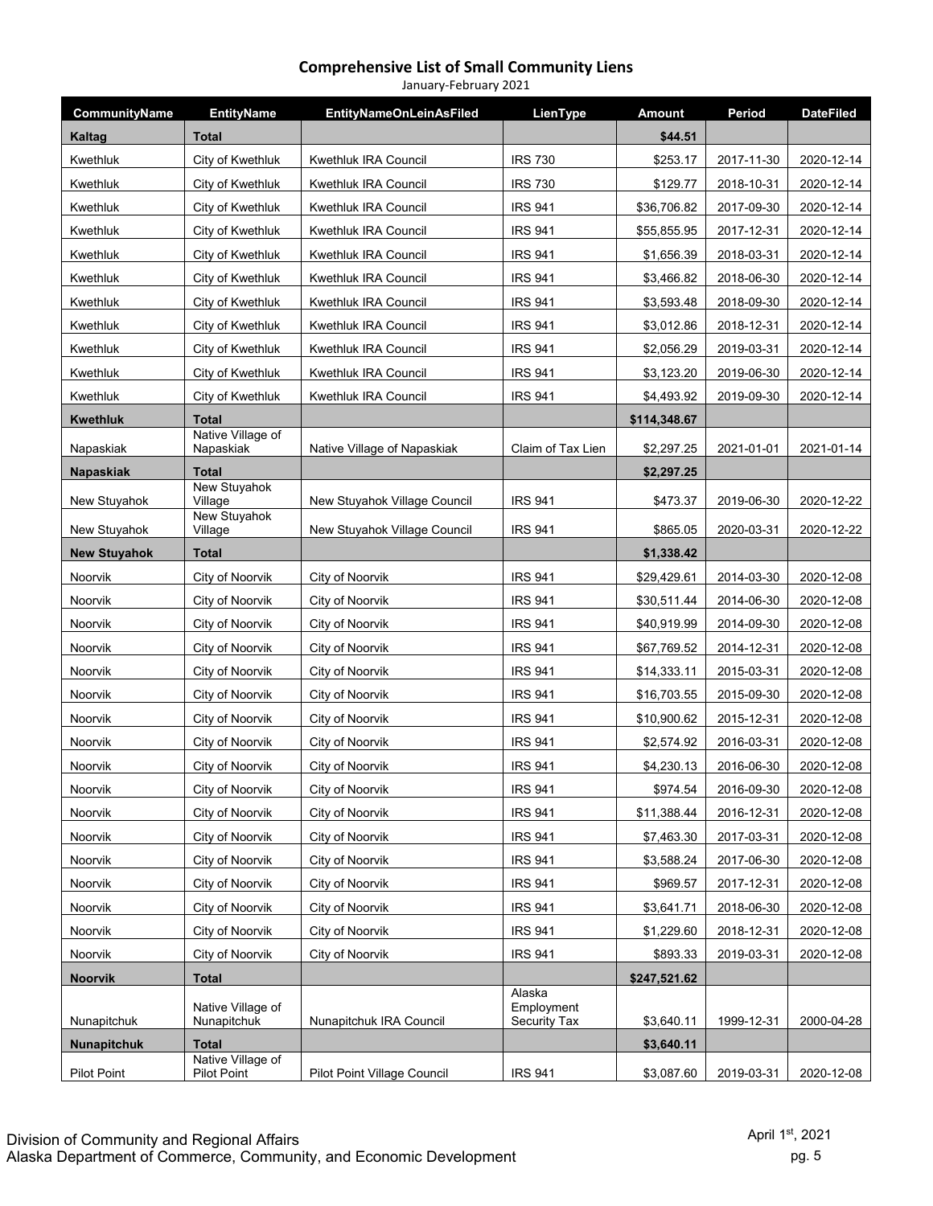## Comprehensive List of Small Community Liens

January-February 2021

| CommunityName | EntityName | EntityNameOnLeinAsFiled | LienType | Amount | Period | DateFiled |
|---|---|---|---|---|---|---|
| **Kaltag** | **Total** | | | **$44.51** | | |
| Kwethluk | City of Kwethluk | Kwethluk IRA Council | IRS 730 | $253.17 | 2017-11-30 | 2020-12-14 |
| Kwethluk | City of Kwethluk | Kwethluk IRA Council | IRS 730 | $129.77 | 2018-10-31 | 2020-12-14 |
| Kwethluk | City of Kwethluk | Kwethluk IRA Council | IRS 941 | $36,706.82 | 2017-09-30 | 2020-12-14 |
| Kwethluk | City of Kwethluk | Kwethluk IRA Council | IRS 941 | $55,855.95 | 2017-12-31 | 2020-12-14 |
| Kwethluk | City of Kwethluk | Kwethluk IRA Council | IRS 941 | $1,656.39 | 2018-03-31 | 2020-12-14 |
| Kwethluk | City of Kwethluk | Kwethluk IRA Council | IRS 941 | $3,466.82 | 2018-06-30 | 2020-12-14 |
| Kwethluk | City of Kwethluk | Kwethluk IRA Council | IRS 941 | $3,593.48 | 2018-09-30 | 2020-12-14 |
| Kwethluk | City of Kwethluk | Kwethluk IRA Council | IRS 941 | $3,012.86 | 2018-12-31 | 2020-12-14 |
| Kwethluk | City of Kwethluk | Kwethluk IRA Council | IRS 941 | $2,056.29 | 2019-03-31 | 2020-12-14 |
| Kwethluk | City of Kwethluk | Kwethluk IRA Council | IRS 941 | $3,123.20 | 2019-06-30 | 2020-12-14 |
| Kwethluk | City of Kwethluk | Kwethluk IRA Council | IRS 941 | $4,493.92 | 2019-09-30 | 2020-12-14 |
| **Kwethluk** | **Total** | | | **$114,348.67** | | |
| Napaskiak | Native Village of Napaskiak | Native Village of Napaskiak | Claim of Tax Lien | $2,297.25 | 2021-01-01 | 2021-01-14 |
| **Napaskiak** | **Total** | | | **$2,297.25** | | |
| New Stuyahok | New Stuyahok Village | New Stuyahok Village Council | IRS 941 | $473.37 | 2019-06-30 | 2020-12-22 |
| New Stuyahok | New Stuyahok Village | New Stuyahok Village Council | IRS 941 | $865.05 | 2020-03-31 | 2020-12-22 |
| **New Stuyahok** | **Total** | | | **$1,338.42** | | |
| Noorvik | City of Noorvik | City of Noorvik | IRS 941 | $29,429.61 | 2014-03-30 | 2020-12-08 |
| Noorvik | City of Noorvik | City of Noorvik | IRS 941 | $30,511.44 | 2014-06-30 | 2020-12-08 |
| Noorvik | City of Noorvik | City of Noorvik | IRS 941 | $40,919.99 | 2014-09-30 | 2020-12-08 |
| Noorvik | City of Noorvik | City of Noorvik | IRS 941 | $67,769.52 | 2014-12-31 | 2020-12-08 |
| Noorvik | City of Noorvik | City of Noorvik | IRS 941 | $14,333.11 | 2015-03-31 | 2020-12-08 |
| Noorvik | City of Noorvik | City of Noorvik | IRS 941 | $16,703.55 | 2015-09-30 | 2020-12-08 |
| Noorvik | City of Noorvik | City of Noorvik | IRS 941 | $10,900.62 | 2015-12-31 | 2020-12-08 |
| Noorvik | City of Noorvik | City of Noorvik | IRS 941 | $2,574.92 | 2016-03-31 | 2020-12-08 |
| Noorvik | City of Noorvik | City of Noorvik | IRS 941 | $4,230.13 | 2016-06-30 | 2020-12-08 |
| Noorvik | City of Noorvik | City of Noorvik | IRS 941 | $974.54 | 2016-09-30 | 2020-12-08 |
| Noorvik | City of Noorvik | City of Noorvik | IRS 941 | $11,388.44 | 2016-12-31 | 2020-12-08 |
| Noorvik | City of Noorvik | City of Noorvik | IRS 941 | $7,463.30 | 2017-03-31 | 2020-12-08 |
| Noorvik | City of Noorvik | City of Noorvik | IRS 941 | $3,588.24 | 2017-06-30 | 2020-12-08 |
| Noorvik | City of Noorvik | City of Noorvik | IRS 941 | $969.57 | 2017-12-31 | 2020-12-08 |
| Noorvik | City of Noorvik | City of Noorvik | IRS 941 | $3,641.71 | 2018-06-30 | 2020-12-08 |
| Noorvik | City of Noorvik | City of Noorvik | IRS 941 | $1,229.60 | 2018-12-31 | 2020-12-08 |
| Noorvik | City of Noorvik | City of Noorvik | IRS 941 | $893.33 | 2019-03-31 | 2020-12-08 |
| **Noorvik** | **Total** | | | **$247,521.62** | | |
| Nunapitchuk | Native Village of Nunapitchuk | Nunapitchuk IRA Council | Alaska Employment Security Tax | $3,640.11 | 1999-12-31 | 2000-04-28 |
| **Nunapitchuk** | **Total** | | | **$3,640.11** | | |
| Pilot Point | Native Village of Pilot Point | Pilot Point Village Council | IRS 941 | $3,087.60 | 2019-03-31 | 2020-12-08 |

Division of Community and Regional Affairs
Alaska Department of Commerce, Community, and Economic Development

April 1st, 2021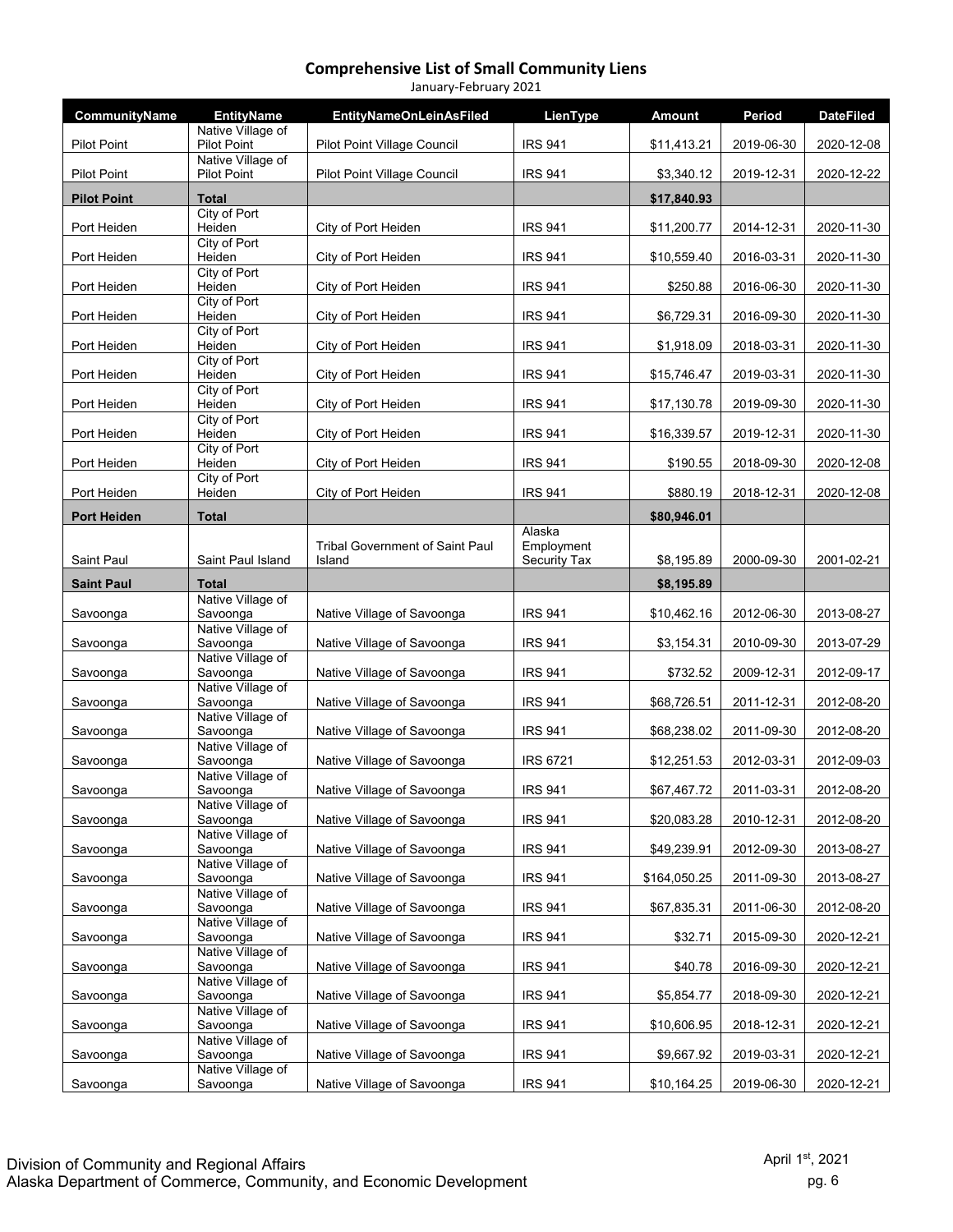# Comprehensive List of Small Community Liens

January-February 2021

| CommunityName | EntityName | EntityNameOnLeinAsFiled | LienType | Amount | Period | DateFiled |
|---|---|---|---|---|---|---|
| Pilot Point | Native Village of Pilot Point | Pilot Point Village Council | IRS 941 | $11,413.21 | 2019-06-30 | 2020-12-08 |
| Pilot Point | Native Village of Pilot Point | Pilot Point Village Council | IRS 941 | $3,340.12 | 2019-12-31 | 2020-12-22 |
| **Pilot Point** | **Total** | | | **$17,840.93** | | |
| Port Heiden | City of Port Heiden | City of Port Heiden | IRS 941 | $11,200.77 | 2014-12-31 | 2020-11-30 |
| Port Heiden | City of Port Heiden | City of Port Heiden | IRS 941 | $10,559.40 | 2016-03-31 | 2020-11-30 |
| Port Heiden | City of Port Heiden | City of Port Heiden | IRS 941 | $250.88 | 2016-06-30 | 2020-11-30 |
| Port Heiden | City of Port Heiden | City of Port Heiden | IRS 941 | $6,729.31 | 2016-09-30 | 2020-11-30 |
| Port Heiden | City of Port Heiden | City of Port Heiden | IRS 941 | $1,918.09 | 2018-03-31 | 2020-11-30 |
| Port Heiden | City of Port Heiden | City of Port Heiden | IRS 941 | $15,746.47 | 2019-03-31 | 2020-11-30 |
| Port Heiden | City of Port Heiden | City of Port Heiden | IRS 941 | $17,130.78 | 2019-09-30 | 2020-11-30 |
| Port Heiden | City of Port Heiden | City of Port Heiden | IRS 941 | $16,339.57 | 2019-12-31 | 2020-11-30 |
| Port Heiden | City of Port Heiden | City of Port Heiden | IRS 941 | $190.55 | 2018-09-30 | 2020-12-08 |
| Port Heiden | City of Port Heiden | City of Port Heiden | IRS 941 | $880.19 | 2018-12-31 | 2020-12-08 |
| **Port Heiden** | **Total** | | | **$80,946.01** | | |
| Saint Paul | Saint Paul Island | Tribal Government of Saint Paul Island | Alaska Employment Security Tax | $8,195.89 | 2000-09-30 | 2001-02-21 |
| **Saint Paul** | **Total** | | | **$8,195.89** | | |
| Savoonga | Native Village of Savoonga | Native Village of Savoonga | IRS 941 | $10,462.16 | 2012-06-30 | 2013-08-27 |
| Savoonga | Native Village of Savoonga | Native Village of Savoonga | IRS 941 | $3,154.31 | 2010-09-30 | 2013-07-29 |
| Savoonga | Native Village of Savoonga | Native Village of Savoonga | IRS 941 | $732.52 | 2009-12-31 | 2012-09-17 |
| Savoonga | Native Village of Savoonga | Native Village of Savoonga | IRS 941 | $68,726.51 | 2011-12-31 | 2012-08-20 |
| Savoonga | Native Village of Savoonga | Native Village of Savoonga | IRS 941 | $68,238.02 | 2011-09-30 | 2012-08-20 |
| Savoonga | Native Village of Savoonga | Native Village of Savoonga | IRS 6721 | $12,251.53 | 2012-03-31 | 2012-09-03 |
| Savoonga | Native Village of Savoonga | Native Village of Savoonga | IRS 941 | $67,467.72 | 2011-03-31 | 2012-08-20 |
| Savoonga | Native Village of Savoonga | Native Village of Savoonga | IRS 941 | $20,083.28 | 2010-12-31 | 2012-08-20 |
| Savoonga | Native Village of Savoonga | Native Village of Savoonga | IRS 941 | $49,239.91 | 2012-09-30 | 2013-08-27 |
| Savoonga | Native Village of Savoonga | Native Village of Savoonga | IRS 941 | $164,050.25 | 2011-09-30 | 2013-08-27 |
| Savoonga | Native Village of Savoonga | Native Village of Savoonga | IRS 941 | $67,835.31 | 2011-06-30 | 2012-08-20 |
| Savoonga | Native Village of Savoonga | Native Village of Savoonga | IRS 941 | $32.71 | 2015-09-30 | 2020-12-21 |
| Savoonga | Native Village of Savoonga | Native Village of Savoonga | IRS 941 | $40.78 | 2016-09-30 | 2020-12-21 |
| Savoonga | Native Village of Savoonga | Native Village of Savoonga | IRS 941 | $5,854.77 | 2018-09-30 | 2020-12-21 |
| Savoonga | Native Village of Savoonga | Native Village of Savoonga | IRS 941 | $10,606.95 | 2018-12-31 | 2020-12-21 |
| Savoonga | Native Village of Savoonga | Native Village of Savoonga | IRS 941 | $9,667.92 | 2019-03-31 | 2020-12-21 |
| Savoonga | Native Village of Savoonga | Native Village of Savoonga | IRS 941 | $10,164.25 | 2019-06-30 | 2020-12-21 |

Division of Community and Regional Affairs
Alaska Department of Commerce, Community, and Economic Development

April 1st, 2021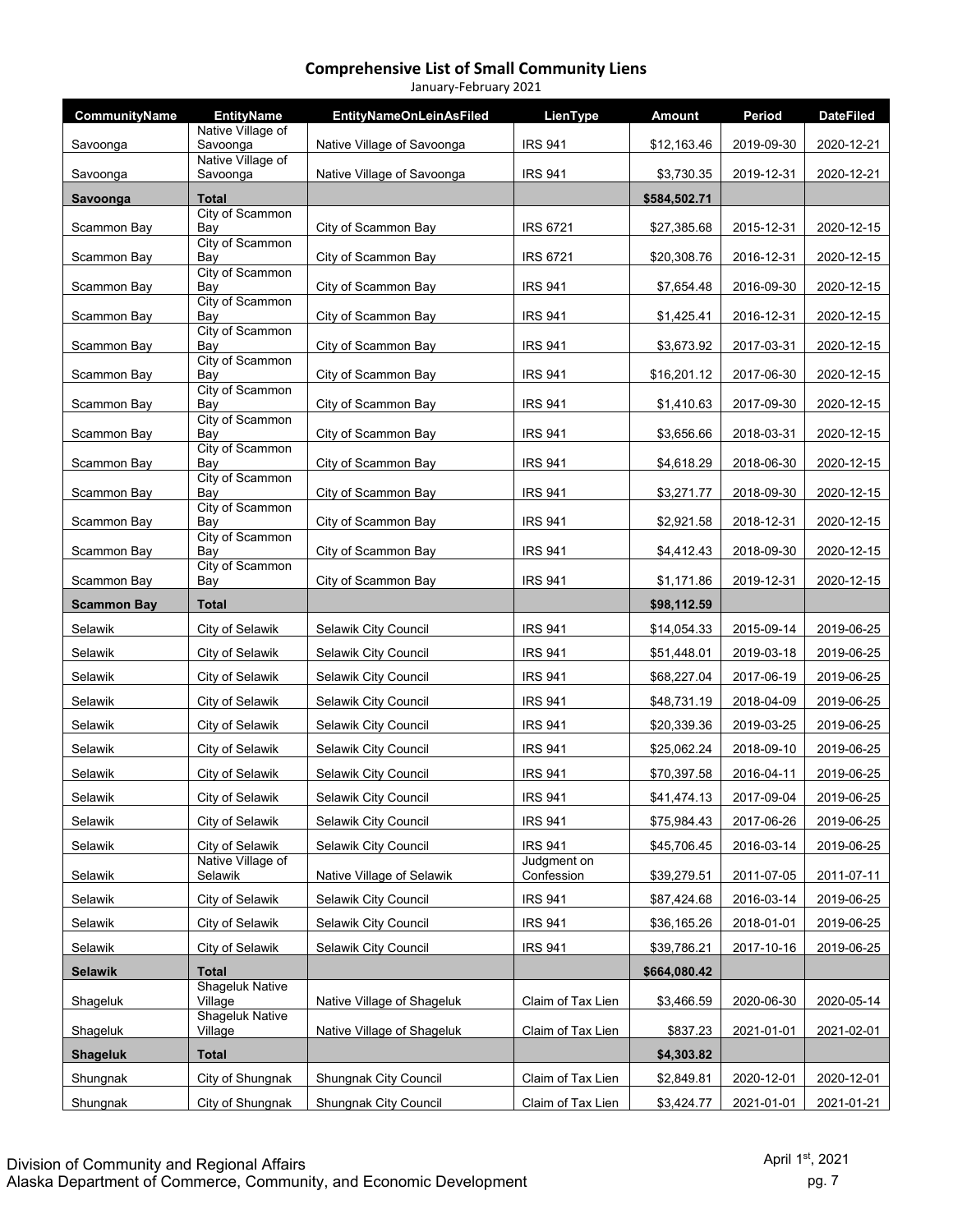## Comprehensive List of Small Community Liens

January-February 2021

| CommunityName | EntityName | EntityNameOnLeinAsFiled | LienType | Amount | Period | DateFiled |
|---|---|---|---|---|---|---|
| Savoonga | Native Village of Savoonga | Native Village of Savoonga | IRS 941 | $12,163.46 | 2019-09-30 | 2020-12-21 |
| Savoonga | Native Village of Savoonga | Native Village of Savoonga | IRS 941 | $3,730.35 | 2019-12-31 | 2020-12-21 |
| **Savoonga** | **Total** | | | **$584,502.71** | | |
| Scammon Bay | City of Scammon Bay | City of Scammon Bay | IRS 6721 | $27,385.68 | 2015-12-31 | 2020-12-15 |
| Scammon Bay | City of Scammon Bay | City of Scammon Bay | IRS 6721 | $20,308.76 | 2016-12-31 | 2020-12-15 |
| Scammon Bay | City of Scammon Bay | City of Scammon Bay | IRS 941 | $7,654.48 | 2016-09-30 | 2020-12-15 |
| Scammon Bay | City of Scammon Bay | City of Scammon Bay | IRS 941 | $1,425.41 | 2016-12-31 | 2020-12-15 |
| Scammon Bay | City of Scammon Bay | City of Scammon Bay | IRS 941 | $3,673.92 | 2017-03-31 | 2020-12-15 |
| Scammon Bay | City of Scammon Bay | City of Scammon Bay | IRS 941 | $16,201.12 | 2017-06-30 | 2020-12-15 |
| Scammon Bay | City of Scammon Bay | City of Scammon Bay | IRS 941 | $1,410.63 | 2017-09-30 | 2020-12-15 |
| Scammon Bay | City of Scammon Bay | City of Scammon Bay | IRS 941 | $3,656.66 | 2018-03-31 | 2020-12-15 |
| Scammon Bay | City of Scammon Bay | City of Scammon Bay | IRS 941 | $4,618.29 | 2018-06-30 | 2020-12-15 |
| Scammon Bay | City of Scammon Bay | City of Scammon Bay | IRS 941 | $3,271.77 | 2018-09-30 | 2020-12-15 |
| Scammon Bay | City of Scammon Bay | City of Scammon Bay | IRS 941 | $2,921.58 | 2018-12-31 | 2020-12-15 |
| Scammon Bay | City of Scammon Bay | City of Scammon Bay | IRS 941 | $4,412.43 | 2018-09-30 | 2020-12-15 |
| Scammon Bay | City of Scammon Bay | City of Scammon Bay | IRS 941 | $1,171.86 | 2019-12-31 | 2020-12-15 |
| **Scammon Bay** | **Total** | | | **$98,112.59** | | |
| Selawik | City of Selawik | Selawik City Council | IRS 941 | $14,054.33 | 2015-09-14 | 2019-06-25 |
| Selawik | City of Selawik | Selawik City Council | IRS 941 | $51,448.01 | 2019-03-18 | 2019-06-25 |
| Selawik | City of Selawik | Selawik City Council | IRS 941 | $68,227.04 | 2017-06-19 | 2019-06-25 |
| Selawik | City of Selawik | Selawik City Council | IRS 941 | $48,731.19 | 2018-04-09 | 2019-06-25 |
| Selawik | City of Selawik | Selawik City Council | IRS 941 | $20,339.36 | 2019-03-25 | 2019-06-25 |
| Selawik | City of Selawik | Selawik City Council | IRS 941 | $25,062.24 | 2018-09-10 | 2019-06-25 |
| Selawik | City of Selawik | Selawik City Council | IRS 941 | $70,397.58 | 2016-04-11 | 2019-06-25 |
| Selawik | City of Selawik | Selawik City Council | IRS 941 | $41,474.13 | 2017-09-04 | 2019-06-25 |
| Selawik | City of Selawik | Selawik City Council | IRS 941 | $75,984.43 | 2017-06-26 | 2019-06-25 |
| Selawik | City of Selawik | Selawik City Council | IRS 941 | $45,706.45 | 2016-03-14 | 2019-06-25 |
| Selawik | Native Village of Selawik | Native Village of Selawik | Judgment on Confession | $39,279.51 | 2011-07-05 | 2011-07-11 |
| Selawik | City of Selawik | Selawik City Council | IRS 941 | $87,424.68 | 2016-03-14 | 2019-06-25 |
| Selawik | City of Selawik | Selawik City Council | IRS 941 | $36,165.26 | 2018-01-01 | 2019-06-25 |
| Selawik | City of Selawik | Selawik City Council | IRS 941 | $39,786.21 | 2017-10-16 | 2019-06-25 |
| **Selawik** | **Total** | | | **$664,080.42** | | |
| Shageluk | Shageluk Native Village | Native Village of Shageluk | Claim of Tax Lien | $3,466.59 | 2020-06-30 | 2020-05-14 |
| Shageluk | Shageluk Native Village | Native Village of Shageluk | Claim of Tax Lien | $837.23 | 2021-01-01 | 2021-02-01 |
| **Shageluk** | **Total** | | | **$4,303.82** | | |
| Shungnak | City of Shungnak | Shungnak City Council | Claim of Tax Lien | $2,849.81 | 2020-12-01 | 2020-12-01 |
| Shungnak | City of Shungnak | Shungnak City Council | Claim of Tax Lien | $3,424.77 | 2021-01-01 | 2021-01-21 |

Division of Community and Regional Affairs
Alaska Department of Commerce, Community, and Economic Development

April 1st, 2021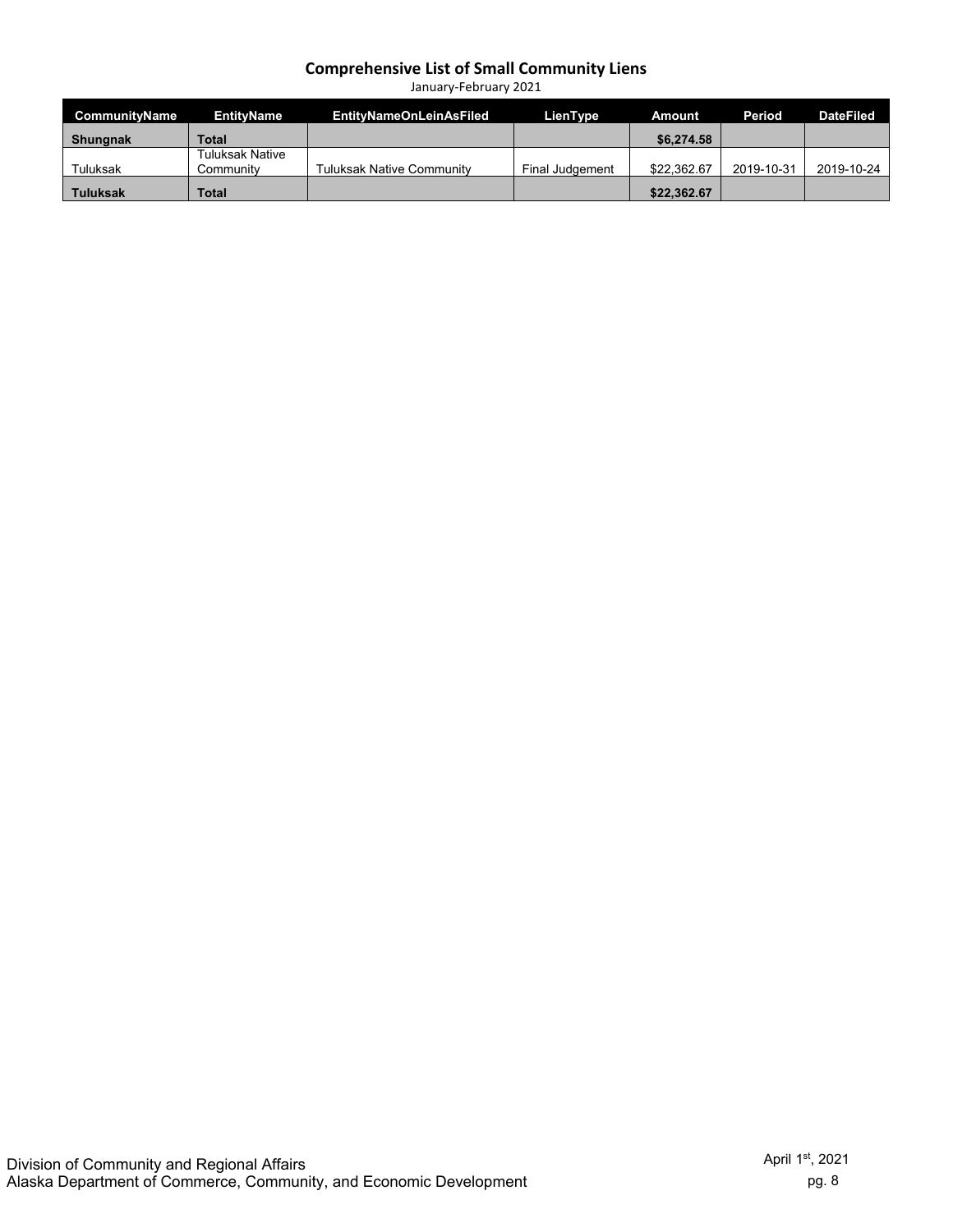# Comprehensive List of Small Community Liens

January-February 2021

| CommunityName | EntityName | EntityNameOnLeinAsFiled | LienType | Amount | Period | DateFiled |
|---|---|---|---|---|---|---|
| **Shungnak** | **Total** | | | **$6,274.58** | | |
| Tuluksak | Tuluksak Native Community | Tuluksak Native Community | Final Judgement | $22,362.67 | 2019-10-31 | 2019-10-24 |
| **Tuluksak** | **Total** | | | **$22,362.67** | | |